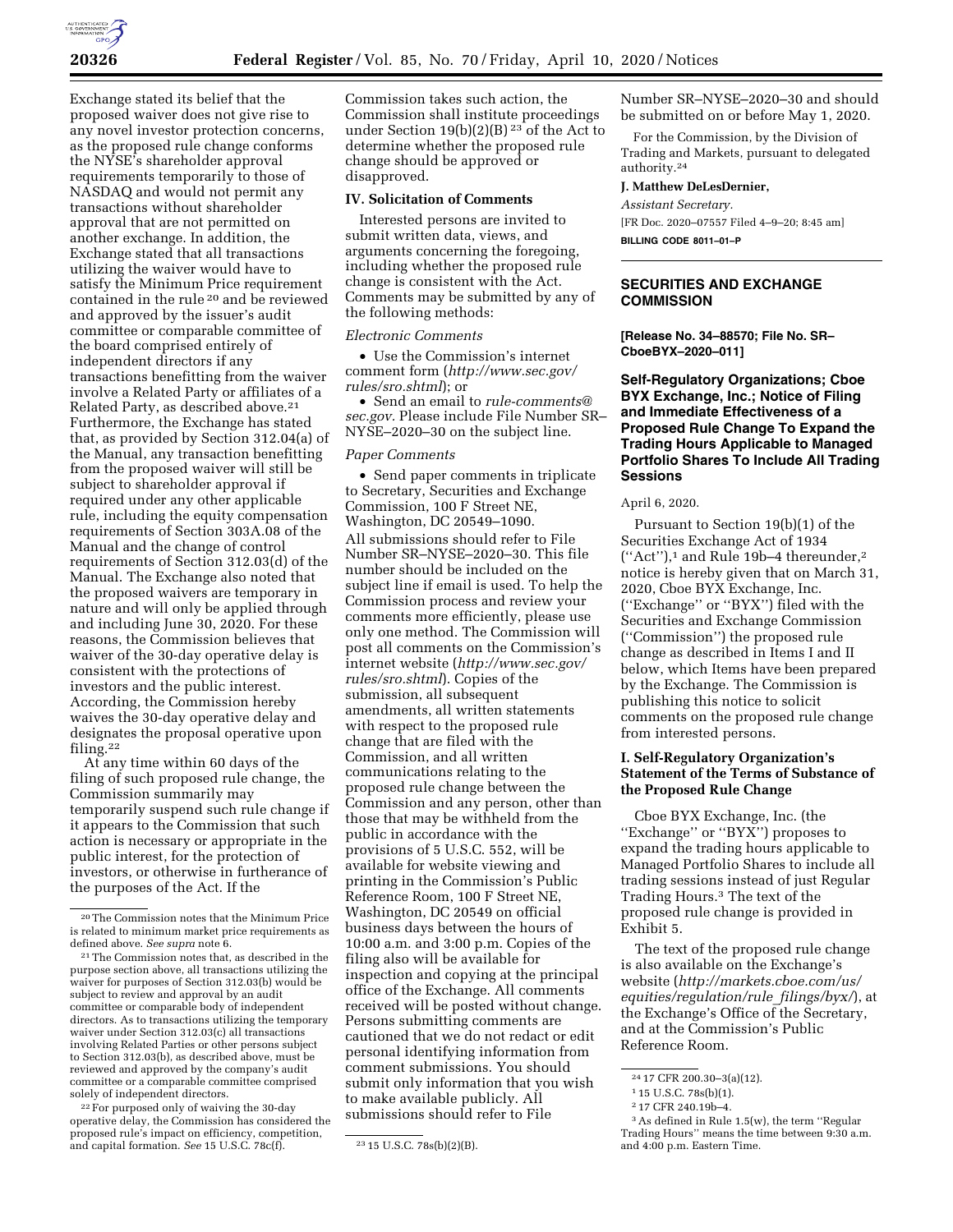Exchange stated its belief that the proposed waiver does not give rise to any novel investor protection concerns, as the proposed rule change conforms the NYSE's shareholder approval requirements temporarily to those of NASDAQ and would not permit any transactions without shareholder approval that are not permitted on another exchange. In addition, the Exchange stated that all transactions utilizing the waiver would have to satisfy the Minimum Price requirement contained in the rule [20] and be reviewed and approved by the issuer's audit committee or comparable committee of the board comprised entirely of independent directors if any transactions benefitting from the waiver involve a Related Party or affiliates of a Related Party, as described above.[21] Furthermore, the Exchange has stated that, as provided by Section 312.04(a) of the Manual, any transaction benefitting from the proposed waiver will still be subject to shareholder approval if required under any other applicable rule, including the equity compensation requirements of Section 303A.08 of the Manual and the change of control requirements of Section 312.03(d) of the Manual. The Exchange also noted that the proposed waivers are temporary in nature and will only be applied through and including June 30, 2020. For these reasons, the Commission believes that waiver of the 30-day operative delay is consistent with the protections of investors and the public interest. According, the Commission hereby waives the 30-day operative delay and designates the proposal operative upon filing.[22]

At any time within 60 days of the filing of such proposed rule change, the Commission summarily may temporarily suspend such rule change if it appears to the Commission that such action is necessary or appropriate in the public interest, for the protection of investors, or otherwise in furtherance of the purposes of the Act. If the Commission takes such action, the Commission shall institute proceedings under Section 19(b)(2)(B) [23] of the Act to determine whether the proposed rule change should be approved or disapproved.

## IV. Solicitation of Comments

Interested persons are invited to submit written data, views, and arguments concerning the foregoing, including whether the proposed rule change is consistent with the Act. Comments may be submitted by any of the following methods:

*Electronic Comments*

- Use the Commission's internet comment form (*http://www.sec.gov/rules/sro.shtml*); or
- Send an email to *rule-comments@sec.gov.* Please include File Number SR–NYSE–2020–30 on the subject line.

*Paper Comments*

- Send paper comments in triplicate to Secretary, Securities and Exchange Commission, 100 F Street NE, Washington, DC 20549–1090.

All submissions should refer to File Number SR–NYSE–2020–30. This file number should be included on the subject line if email is used. To help the Commission process and review your comments more efficiently, please use only one method. The Commission will post all comments on the Commission's internet website (*http://www.sec.gov/rules/sro.shtml*). Copies of the submission, all subsequent amendments, all written statements with respect to the proposed rule change that are filed with the Commission, and all written communications relating to the proposed rule change between the Commission and any person, other than those that may be withheld from the public in accordance with the provisions of 5 U.S.C. 552, will be available for website viewing and printing in the Commission's Public Reference Room, 100 F Street NE, Washington, DC 20549 on official business days between the hours of 10:00 a.m. and 3:00 p.m. Copies of the filing also will be available for inspection and copying at the principal office of the Exchange. All comments received will be posted without change. Persons submitting comments are cautioned that we do not redact or edit personal identifying information from comment submissions. You should submit only information that you wish to make available publicly. All submissions should refer to File Number SR–NYSE–2020–30 and should be submitted on or before May 1, 2020.

For the Commission, by the Division of Trading and Markets, pursuant to delegated authority.[24]

**J. Matthew DeLesDernier,**

*Assistant Secretary.*

[FR Doc. 2020–07557 Filed 4–9–20; 8:45 am]

**BILLING CODE 8011–01–P**

---

**SECURITIES AND EXCHANGE COMMISSION**

**[Release No. 34–88570; File No. SR–CboeBYX–2020–011]**

## Self-Regulatory Organizations; Cboe BYX Exchange, Inc.; Notice of Filing and Immediate Effectiveness of a Proposed Rule Change To Expand the Trading Hours Applicable to Managed Portfolio Shares To Include All Trading Sessions

April 6, 2020.

Pursuant to Section 19(b)(1) of the Securities Exchange Act of 1934 (''Act''),[1] and Rule 19b–4 thereunder,[2] notice is hereby given that on March 31, 2020, Cboe BYX Exchange, Inc. (''Exchange'' or ''BYX'') filed with the Securities and Exchange Commission (''Commission'') the proposed rule change as described in Items I and II below, which Items have been prepared by the Exchange. The Commission is publishing this notice to solicit comments on the proposed rule change from interested persons.

## I. Self-Regulatory Organization's Statement of the Terms of Substance of the Proposed Rule Change

Cboe BYX Exchange, Inc. (the ''Exchange'' or ''BYX'') proposes to expand the trading hours applicable to Managed Portfolio Shares to include all trading sessions instead of just Regular Trading Hours.[3] The text of the proposed rule change is provided in Exhibit 5.

The text of the proposed rule change is also available on the Exchange's website (*http://markets.cboe.com/us/equities/regulation/rule_filings/byx/*), at the Exchange's Office of the Secretary, and at the Commission's Public Reference Room.

---

[20] The Commission notes that the Minimum Price is related to minimum market price requirements as defined above. *See supra* note 6.

[21] The Commission notes that, as described in the purpose section above, all transactions utilizing the waiver for purposes of Section 312.03(b) would be subject to review and approval by an audit committee or comparable body of independent directors. As to transactions utilizing the temporary waiver under Section 312.03(c) all transactions involving Related Parties or other persons subject to Section 312.03(b), as described above, must be reviewed and approved by the company's audit committee or a comparable committee comprised solely of independent directors.

[22] For purposed only of waiving the 30-day operative delay, the Commission has considered the proposed rule's impact on efficiency, competition, and capital formation. *See* 15 U.S.C. 78c(f).

[23] 15 U.S.C. 78s(b)(2)(B).

[24] 17 CFR 200.30–3(a)(12).

[1] 15 U.S.C. 78s(b)(1).

[2] 17 CFR 240.19b–4.

[3] As defined in Rule 1.5(w), the term ''Regular Trading Hours'' means the time between 9:30 a.m. and 4:00 p.m. Eastern Time.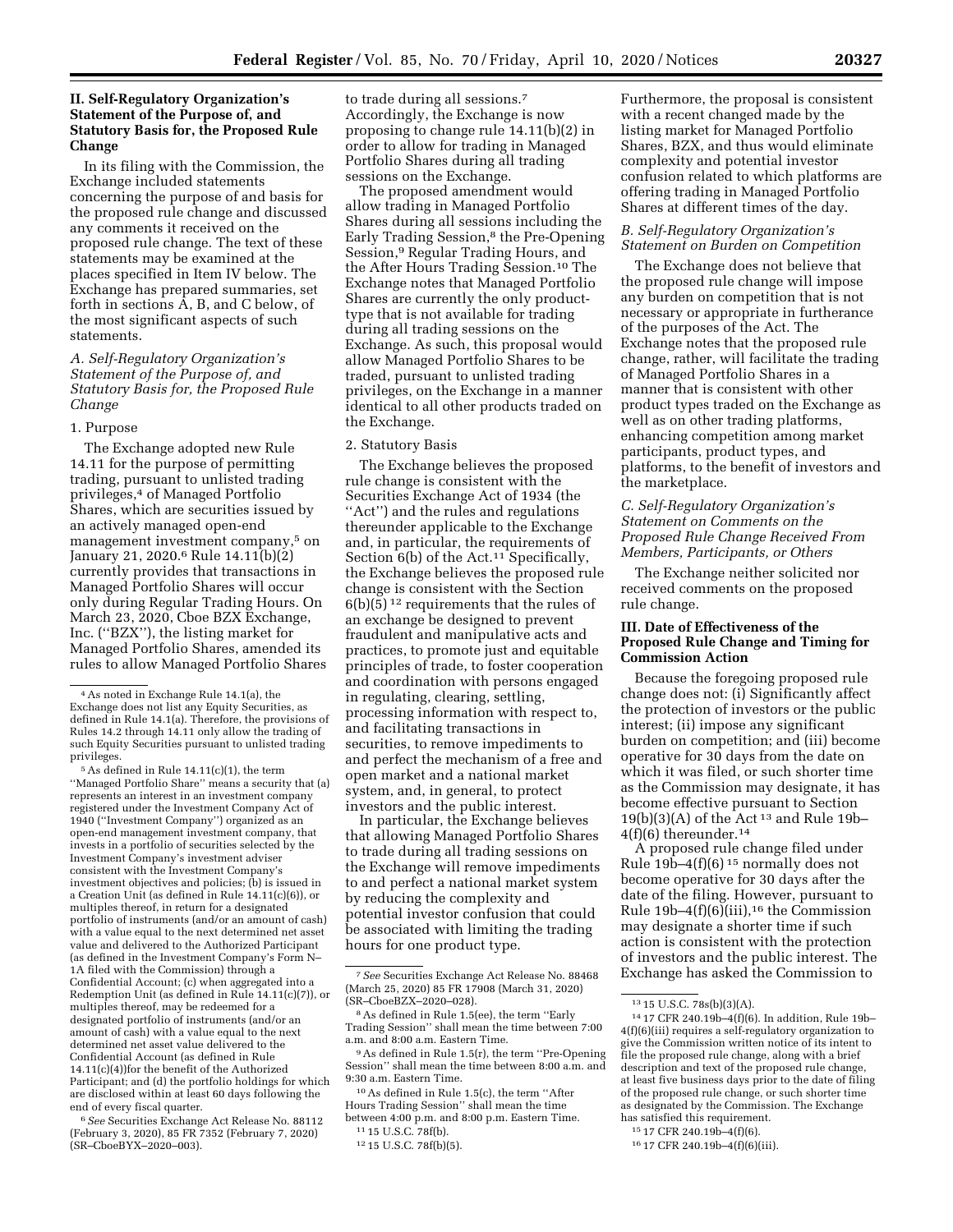## II. Self-Regulatory Organization's Statement of the Purpose of, and Statutory Basis for, the Proposed Rule Change

In its filing with the Commission, the Exchange included statements concerning the purpose of and basis for the proposed rule change and discussed any comments it received on the proposed rule change. The text of these statements may be examined at the places specified in Item IV below. The Exchange has prepared summaries, set forth in sections A, B, and C below, of the most significant aspects of such statements.

### A. Self-Regulatory Organization's Statement of the Purpose of, and Statutory Basis for, the Proposed Rule Change

#### 1. Purpose

The Exchange adopted new Rule 14.11 for the purpose of permitting trading, pursuant to unlisted trading privileges,[4] of Managed Portfolio Shares, which are securities issued by an actively managed open-end management investment company,[5] on January 21, 2020.[6] Rule 14.11(b)(2) currently provides that transactions in Managed Portfolio Shares will occur only during Regular Trading Hours. On March 23, 2020, Cboe BZX Exchange, Inc. (''BZX''), the listing market for Managed Portfolio Shares, amended its rules to allow Managed Portfolio Shares to trade during all sessions.[7] Accordingly, the Exchange is now proposing to change rule 14.11(b)(2) in order to allow for trading in Managed Portfolio Shares during all trading sessions on the Exchange.

The proposed amendment would allow trading in Managed Portfolio Shares during all sessions including the Early Trading Session,[8] the Pre-Opening Session,[9] Regular Trading Hours, and the After Hours Trading Session.[10] The Exchange notes that Managed Portfolio Shares are currently the only product-type that is not available for trading during all trading sessions on the Exchange. As such, this proposal would allow Managed Portfolio Shares to be traded, pursuant to unlisted trading privileges, on the Exchange in a manner identical to all other products traded on the Exchange.

#### 2. Statutory Basis

The Exchange believes the proposed rule change is consistent with the Securities Exchange Act of 1934 (the ''Act'') and the rules and regulations thereunder applicable to the Exchange and, in particular, the requirements of Section 6(b) of the Act.[11] Specifically, the Exchange believes the proposed rule change is consistent with the Section 6(b)(5)[12] requirements that the rules of an exchange be designed to prevent fraudulent and manipulative acts and practices, to promote just and equitable principles of trade, to foster cooperation and coordination with persons engaged in regulating, clearing, settling, processing information with respect to, and facilitating transactions in securities, to remove impediments to and perfect the mechanism of a free and open market and a national market system, and, in general, to protect investors and the public interest.

In particular, the Exchange believes that allowing Managed Portfolio Shares to trade during all trading sessions on the Exchange will remove impediments to and perfect a national market system by reducing the complexity and potential investor confusion that could be associated with limiting the trading hours for one product type.

Furthermore, the proposal is consistent with a recent changed made by the listing market for Managed Portfolio Shares, BZX, and thus would eliminate complexity and potential investor confusion related to which platforms are offering trading in Managed Portfolio Shares at different times of the day.

### B. Self-Regulatory Organization's Statement on Burden on Competition

The Exchange does not believe that the proposed rule change will impose any burden on competition that is not necessary or appropriate in furtherance of the purposes of the Act. The Exchange notes that the proposed rule change, rather, will facilitate the trading of Managed Portfolio Shares in a manner that is consistent with other product types traded on the Exchange as well as on other trading platforms, enhancing competition among market participants, product types, and platforms, to the benefit of investors and the marketplace.

### C. Self-Regulatory Organization's Statement on Comments on the Proposed Rule Change Received From Members, Participants, or Others

The Exchange neither solicited nor received comments on the proposed rule change.

## III. Date of Effectiveness of the Proposed Rule Change and Timing for Commission Action

Because the foregoing proposed rule change does not: (i) Significantly affect the protection of investors or the public interest; (ii) impose any significant burden on competition; and (iii) become operative for 30 days from the date on which it was filed, or such shorter time as the Commission may designate, it has become effective pursuant to Section 19(b)(3)(A) of the Act[13] and Rule 19b–4(f)(6) thereunder.[14]

A proposed rule change filed under Rule 19b–4(f)(6)[15] normally does not become operative for 30 days after the date of the filing. However, pursuant to Rule 19b–4(f)(6)(iii),[16] the Commission may designate a shorter time if such action is consistent with the protection of investors and the public interest. The Exchange has asked the Commission to

---

[4] As noted in Exchange Rule 14.1(a), the Exchange does not list any Equity Securities, as defined in Rule 14.1(a). Therefore, the provisions of Rules 14.2 through 14.11 only allow the trading of such Equity Securities pursuant to unlisted trading privileges.

[5] As defined in Rule 14.11(c)(1), the term ''Managed Portfolio Share'' means a security that (a) represents an interest in an investment company registered under the Investment Company Act of 1940 (''Investment Company'') organized as an open-end management investment company, that invests in a portfolio of securities selected by the Investment Company's investment adviser consistent with the Investment Company's investment objectives and policies; (b) is issued in a Creation Unit (as defined in Rule 14.11(c)(6)), or multiples thereof, in return for a designated portfolio of instruments (and/or an amount of cash) with a value equal to the next determined net asset value and delivered to the Authorized Participant (as defined in the Investment Company's Form N–1A filed with the Commission) through a Confidential Account; (c) when aggregated into a Redemption Unit (as defined in Rule 14.11(c)(7)), or multiples thereof, may be redeemed for a designated portfolio of instruments (and/or an amount of cash) with a value equal to the next determined net asset value delivered to the Confidential Account (as defined in Rule 14.11(c)(4))for the benefit of the Authorized Participant; and (d) the portfolio holdings for which are disclosed within at least 60 days following the end of every fiscal quarter.

[6] *See* Securities Exchange Act Release No. 88112 (February 3, 2020), 85 FR 7352 (February 7, 2020) (SR–CboeBYX–2020–003).

[7] *See* Securities Exchange Act Release No. 88468 (March 25, 2020) 85 FR 17908 (March 31, 2020) (SR–CboeBZX–2020–028).

[8] As defined in Rule 1.5(ee), the term ''Early Trading Session'' shall mean the time between 7:00 a.m. and 8:00 a.m. Eastern Time.

[9] As defined in Rule 1.5(r), the term ''Pre-Opening Session'' shall mean the time between 8:00 a.m. and 9:30 a.m. Eastern Time.

[10] As defined in Rule 1.5(c), the term ''After Hours Trading Session'' shall mean the time between 4:00 p.m. and 8:00 p.m. Eastern Time.

[11] 15 U.S.C. 78f(b).

[12] 15 U.S.C. 78f(b)(5).

[13] 15 U.S.C. 78s(b)(3)(A).

[14] 17 CFR 240.19b–4(f)(6). In addition, Rule 19b–4(f)(6)(iii) requires a self-regulatory organization to give the Commission written notice of its intent to file the proposed rule change, along with a brief description and text of the proposed rule change, at least five business days prior to the date of filing of the proposed rule change, or such shorter time as designated by the Commission. The Exchange has satisfied this requirement.

[15] 17 CFR 240.19b–4(f)(6).

[16] 17 CFR 240.19b–4(f)(6)(iii).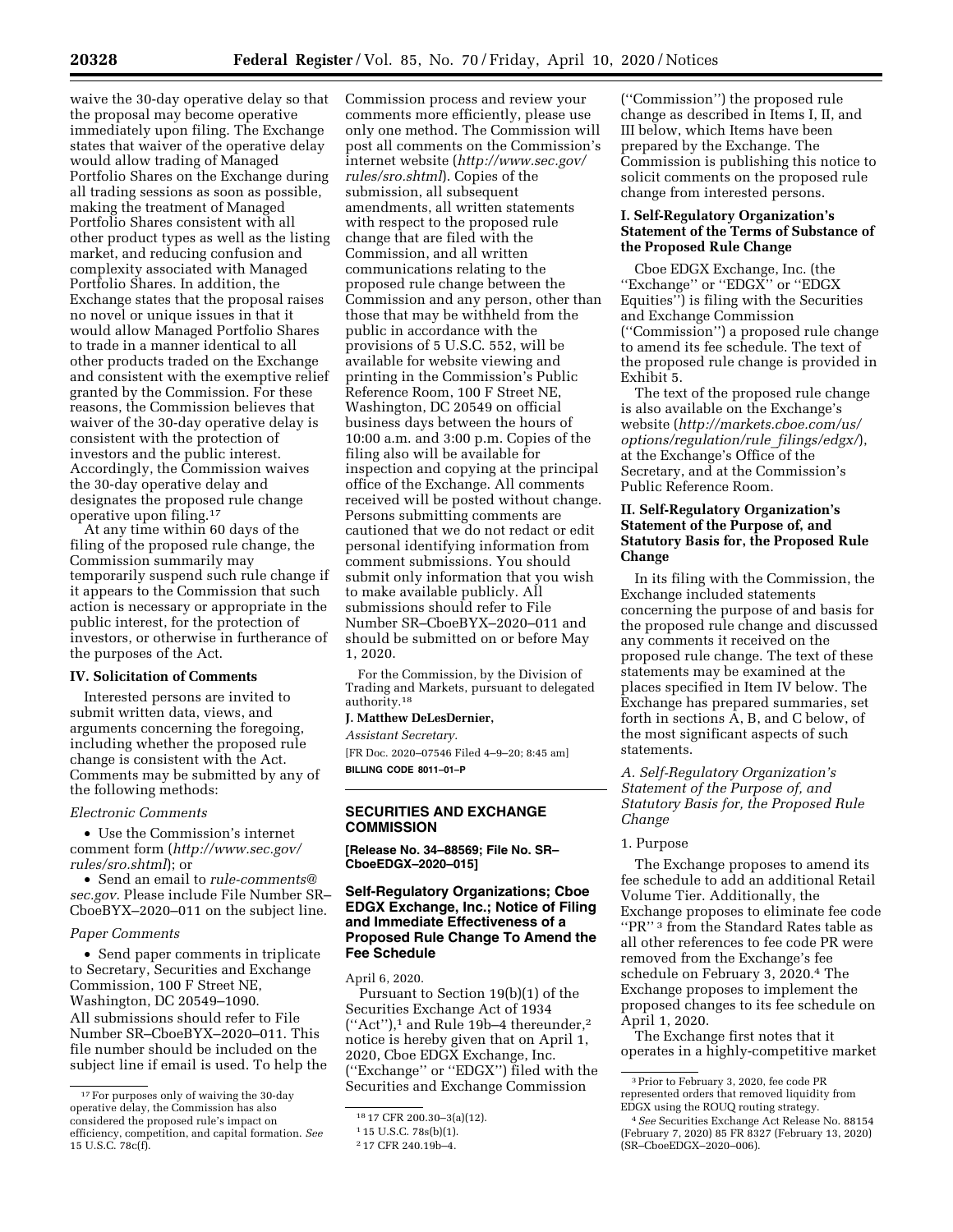waive the 30-day operative delay so that the proposal may become operative immediately upon filing. The Exchange states that waiver of the operative delay would allow trading of Managed Portfolio Shares on the Exchange during all trading sessions as soon as possible, making the treatment of Managed Portfolio Shares consistent with all other product types as well as the listing market, and reducing confusion and complexity associated with Managed Portfolio Shares. In addition, the Exchange states that the proposal raises no novel or unique issues in that it would allow Managed Portfolio Shares to trade in a manner identical to all other products traded on the Exchange and consistent with the exemptive relief granted by the Commission. For these reasons, the Commission believes that waiver of the 30-day operative delay is consistent with the protection of investors and the public interest. Accordingly, the Commission waives the 30-day operative delay and designates the proposed rule change operative upon filing.[17]

At any time within 60 days of the filing of the proposed rule change, the Commission summarily may temporarily suspend such rule change if it appears to the Commission that such action is necessary or appropriate in the public interest, for the protection of investors, or otherwise in furtherance of the purposes of the Act.

## IV. Solicitation of Comments

Interested persons are invited to submit written data, views, and arguments concerning the foregoing, including whether the proposed rule change is consistent with the Act. Comments may be submitted by any of the following methods:

*Electronic Comments*

- Use the Commission's internet comment form (*http://www.sec.gov/rules/sro.shtml*); or
- Send an email to *rule-comments@sec.gov.* Please include File Number SR–CboeBYX–2020–011 on the subject line.

*Paper Comments*

- Send paper comments in triplicate to Secretary, Securities and Exchange Commission, 100 F Street NE, Washington, DC 20549–1090.

All submissions should refer to File Number SR–CboeBYX–2020–011. This file number should be included on the subject line if email is used. To help the Commission process and review your comments more efficiently, please use only one method. The Commission will post all comments on the Commission's internet website (*http://www.sec.gov/rules/sro.shtml*). Copies of the submission, all subsequent amendments, all written statements with respect to the proposed rule change that are filed with the Commission, and all written communications relating to the proposed rule change between the Commission and any person, other than those that may be withheld from the public in accordance with the provisions of 5 U.S.C. 552, will be available for website viewing and printing in the Commission's Public Reference Room, 100 F Street NE, Washington, DC 20549 on official business days between the hours of 10:00 a.m. and 3:00 p.m. Copies of the filing also will be available for inspection and copying at the principal office of the Exchange. All comments received will be posted without change. Persons submitting comments are cautioned that we do not redact or edit personal identifying information from comment submissions. You should submit only information that you wish to make available publicly. All submissions should refer to File Number SR–CboeBYX–2020–011 and should be submitted on or before May 1, 2020.

For the Commission, by the Division of Trading and Markets, pursuant to delegated authority.[18]

**J. Matthew DeLesDernier,**

*Assistant Secretary.*

[FR Doc. 2020–07546 Filed 4–9–20; 8:45 am]

**BILLING CODE 8011–01–P**

## SECURITIES AND EXCHANGE COMMISSION

**[Release No. 34–88569; File No. SR–CboeEDGX–2020–015]**

### Self-Regulatory Organizations; Cboe EDGX Exchange, Inc.; Notice of Filing and Immediate Effectiveness of a Proposed Rule Change To Amend the Fee Schedule

April 6, 2020.

Pursuant to Section 19(b)(1) of the Securities Exchange Act of 1934 ("Act"),[1] and Rule 19b–4 thereunder,[2] notice is hereby given that on April 1, 2020, Cboe EDGX Exchange, Inc. ("Exchange" or "EDGX") filed with the Securities and Exchange Commission ("Commission") the proposed rule change as described in Items I, II, and III below, which Items have been prepared by the Exchange. The Commission is publishing this notice to solicit comments on the proposed rule change from interested persons.

## I. Self-Regulatory Organization's Statement of the Terms of Substance of the Proposed Rule Change

Cboe EDGX Exchange, Inc. (the "Exchange" or "EDGX" or "EDGX Equities") is filing with the Securities and Exchange Commission ("Commission") a proposed rule change to amend its fee schedule. The text of the proposed rule change is provided in Exhibit 5.

The text of the proposed rule change is also available on the Exchange's website (*http://markets.cboe.com/us/options/regulation/rule_filings/edgx/*), at the Exchange's Office of the Secretary, and at the Commission's Public Reference Room.

## II. Self-Regulatory Organization's Statement of the Purpose of, and Statutory Basis for, the Proposed Rule Change

In its filing with the Commission, the Exchange included statements concerning the purpose of and basis for the proposed rule change and discussed any comments it received on the proposed rule change. The text of these statements may be examined at the places specified in Item IV below. The Exchange has prepared summaries, set forth in sections A, B, and C below, of the most significant aspects of such statements.

### *A. Self-Regulatory Organization's Statement of the Purpose of, and Statutory Basis for, the Proposed Rule Change*

1. Purpose

The Exchange proposes to amend its fee schedule to add an additional Retail Volume Tier. Additionally, the Exchange proposes to eliminate fee code "PR" [3] from the Standard Rates table as all other references to fee code PR were removed from the Exchange's fee schedule on February 3, 2020.[4] The Exchange proposes to implement the proposed changes to its fee schedule on April 1, 2020.

The Exchange first notes that it operates in a highly-competitive market

---

[17] For purposes only of waiving the 30-day operative delay, the Commission has also considered the proposed rule's impact on efficiency, competition, and capital formation. *See* 15 U.S.C. 78c(f).

[18] 17 CFR 200.30–3(a)(12).

[1] 15 U.S.C. 78s(b)(1).

[2] 17 CFR 240.19b–4.

[3] Prior to February 3, 2020, fee code PR represented orders that removed liquidity from EDGX using the ROUQ routing strategy.

[4] *See* Securities Exchange Act Release No. 88154 (February 7, 2020) 85 FR 8327 (February 13, 2020) (SR–CboeEDGX–2020–006).